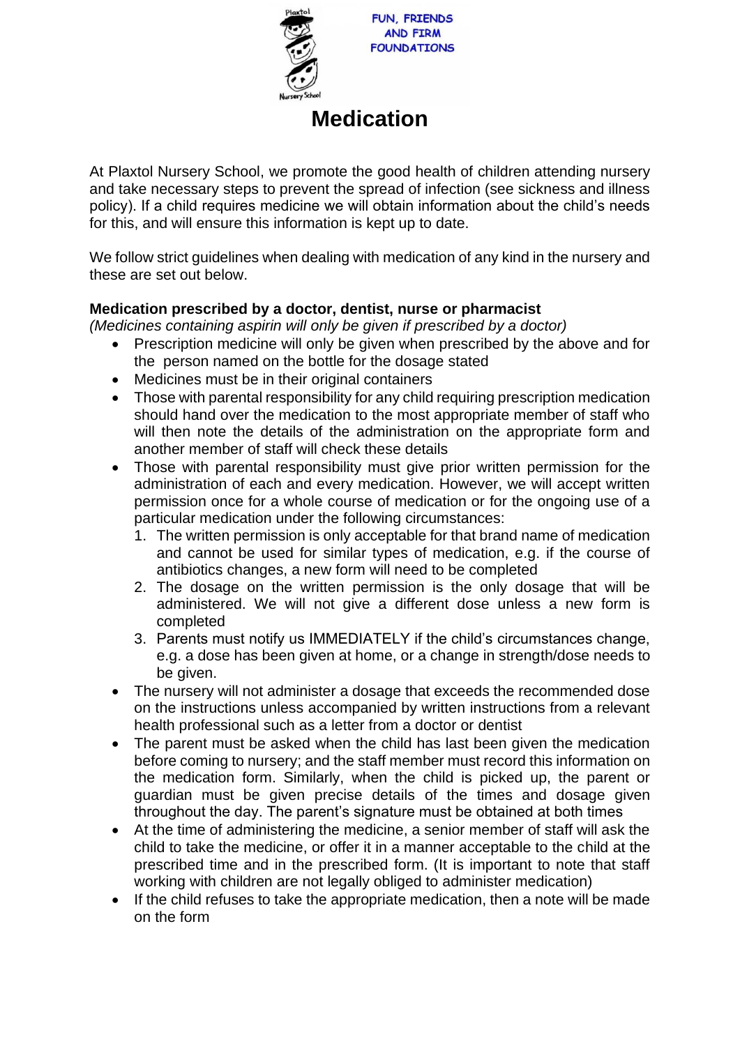FUN, FRIENDS AND FIRM FOUNDATIONS

# Medication

At Plaxtol Nursery School, we promote the good health of children attending nursery and take necessary steps to prevent the spread of infection (see sickness and illness policy). If a child requires medicine we will obtain information about the child's needs for this, and will ensure this information is kept up to date.

We follow strict guidelines when dealing with medication of any kind in the nursery and these are set out below.

**Medication prescribed by a doctor, dentist, nurse or pharmacist**
*(Medicines containing aspirin will only be given if prescribed by a doctor)*

- Prescription medicine will only be given when prescribed by the above and for the person named on the bottle for the dosage stated
- Medicines must be in their original containers
- Those with parental responsibility for any child requiring prescription medication should hand over the medication to the most appropriate member of staff who will then note the details of the administration on the appropriate form and another member of staff will check these details
- Those with parental responsibility must give prior written permission for the administration of each and every medication. However, we will accept written permission once for a whole course of medication or for the ongoing use of a particular medication under the following circumstances:
    1. The written permission is only acceptable for that brand name of medication and cannot be used for similar types of medication, e.g. if the course of antibiotics changes, a new form will need to be completed
    2. The dosage on the written permission is the only dosage that will be administered. We will not give a different dose unless a new form is completed
    3. Parents must notify us IMMEDIATELY if the child's circumstances change, e.g. a dose has been given at home, or a change in strength/dose needs to be given.
- The nursery will not administer a dosage that exceeds the recommended dose on the instructions unless accompanied by written instructions from a relevant health professional such as a letter from a doctor or dentist
- The parent must be asked when the child has last been given the medication before coming to nursery; and the staff member must record this information on the medication form. Similarly, when the child is picked up, the parent or guardian must be given precise details of the times and dosage given throughout the day. The parent's signature must be obtained at both times
- At the time of administering the medicine, a senior member of staff will ask the child to take the medicine, or offer it in a manner acceptable to the child at the prescribed time and in the prescribed form. (It is important to note that staff working with children are not legally obliged to administer medication)
- If the child refuses to take the appropriate medication, then a note will be made on the form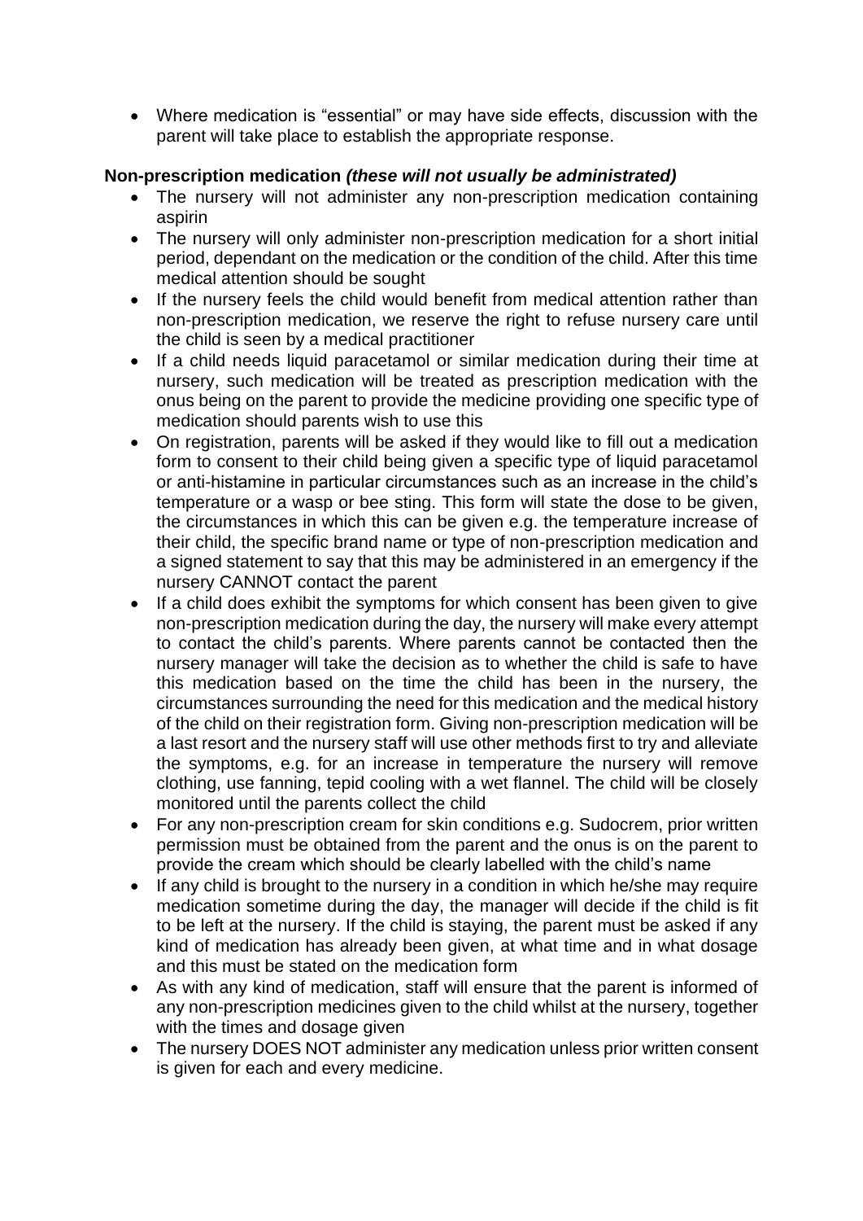- Where medication is "essential" or may have side effects, discussion with the parent will take place to establish the appropriate response.

**Non-prescription medication *(these will not usually be administrated)***

- The nursery will not administer any non-prescription medication containing aspirin
- The nursery will only administer non-prescription medication for a short initial period, dependant on the medication or the condition of the child. After this time medical attention should be sought
- If the nursery feels the child would benefit from medical attention rather than non-prescription medication, we reserve the right to refuse nursery care until the child is seen by a medical practitioner
- If a child needs liquid paracetamol or similar medication during their time at nursery, such medication will be treated as prescription medication with the onus being on the parent to provide the medicine providing one specific type of medication should parents wish to use this
- On registration, parents will be asked if they would like to fill out a medication form to consent to their child being given a specific type of liquid paracetamol or anti-histamine in particular circumstances such as an increase in the child's temperature or a wasp or bee sting. This form will state the dose to be given, the circumstances in which this can be given e.g. the temperature increase of their child, the specific brand name or type of non-prescription medication and a signed statement to say that this may be administered in an emergency if the nursery CANNOT contact the parent
- If a child does exhibit the symptoms for which consent has been given to give non-prescription medication during the day, the nursery will make every attempt to contact the child's parents. Where parents cannot be contacted then the nursery manager will take the decision as to whether the child is safe to have this medication based on the time the child has been in the nursery, the circumstances surrounding the need for this medication and the medical history of the child on their registration form. Giving non-prescription medication will be a last resort and the nursery staff will use other methods first to try and alleviate the symptoms, e.g. for an increase in temperature the nursery will remove clothing, use fanning, tepid cooling with a wet flannel. The child will be closely monitored until the parents collect the child
- For any non-prescription cream for skin conditions e.g. Sudocrem, prior written permission must be obtained from the parent and the onus is on the parent to provide the cream which should be clearly labelled with the child's name
- If any child is brought to the nursery in a condition in which he/she may require medication sometime during the day, the manager will decide if the child is fit to be left at the nursery. If the child is staying, the parent must be asked if any kind of medication has already been given, at what time and in what dosage and this must be stated on the medication form
- As with any kind of medication, staff will ensure that the parent is informed of any non-prescription medicines given to the child whilst at the nursery, together with the times and dosage given
- The nursery DOES NOT administer any medication unless prior written consent is given for each and every medicine.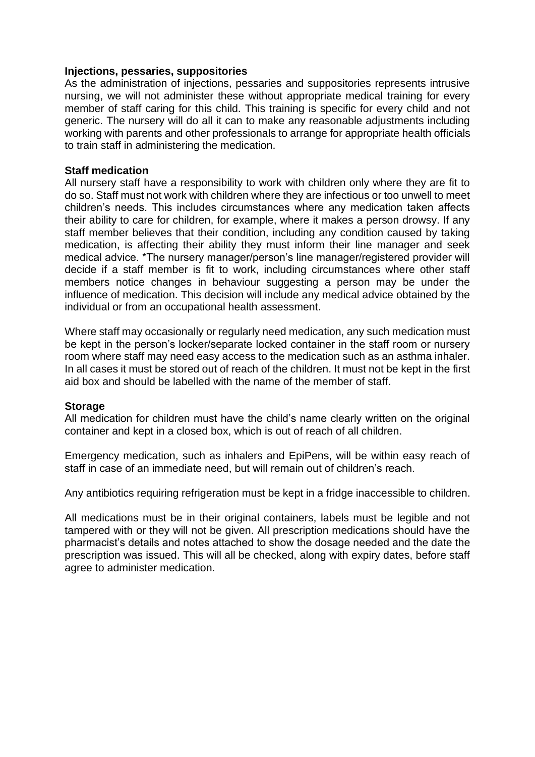**Injections, pessaries, suppositories**

As the administration of injections, pessaries and suppositories represents intrusive nursing, we will not administer these without appropriate medical training for every member of staff caring for this child. This training is specific for every child and not generic. The nursery will do all it can to make any reasonable adjustments including working with parents and other professionals to arrange for appropriate health officials to train staff in administering the medication.

**Staff medication**

All nursery staff have a responsibility to work with children only where they are fit to do so. Staff must not work with children where they are infectious or too unwell to meet children's needs. This includes circumstances where any medication taken affects their ability to care for children, for example, where it makes a person drowsy. If any staff member believes that their condition, including any condition caused by taking medication, is affecting their ability they must inform their line manager and seek medical advice. *The nursery manager/person's line manager/registered provider will decide if a staff member is fit to work, including circumstances where other staff members notice changes in behaviour suggesting a person may be under the influence of medication. This decision will include any medical advice obtained by the individual or from an occupational health assessment.

Where staff may occasionally or regularly need medication, any such medication must be kept in the person's locker/separate locked container in the staff room or nursery room where staff may need easy access to the medication such as an asthma inhaler. In all cases it must be stored out of reach of the children. It must not be kept in the first aid box and should be labelled with the name of the member of staff.

**Storage**

All medication for children must have the child's name clearly written on the original container and kept in a closed box, which is out of reach of all children.

Emergency medication, such as inhalers and EpiPens, will be within easy reach of staff in case of an immediate need, but will remain out of children's reach.

Any antibiotics requiring refrigeration must be kept in a fridge inaccessible to children.

All medications must be in their original containers, labels must be legible and not tampered with or they will not be given. All prescription medications should have the pharmacist's details and notes attached to show the dosage needed and the date the prescription was issued. This will all be checked, along with expiry dates, before staff agree to administer medication.